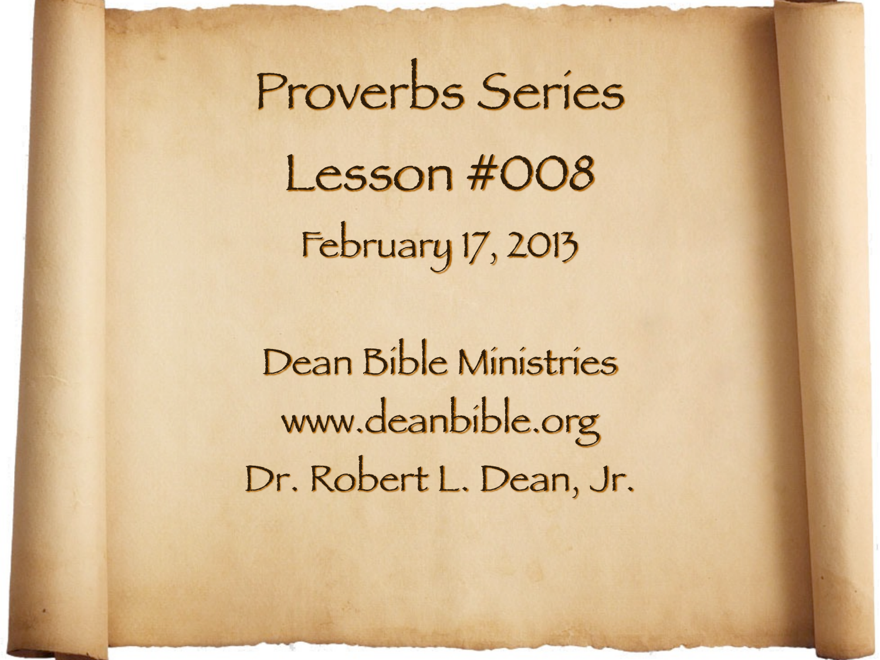# Proverbs Series

## Lesson #008

February 17, 2013

Dean Bible Ministries
www.deanbible.org
Dr. Robert L. Dean, Jr.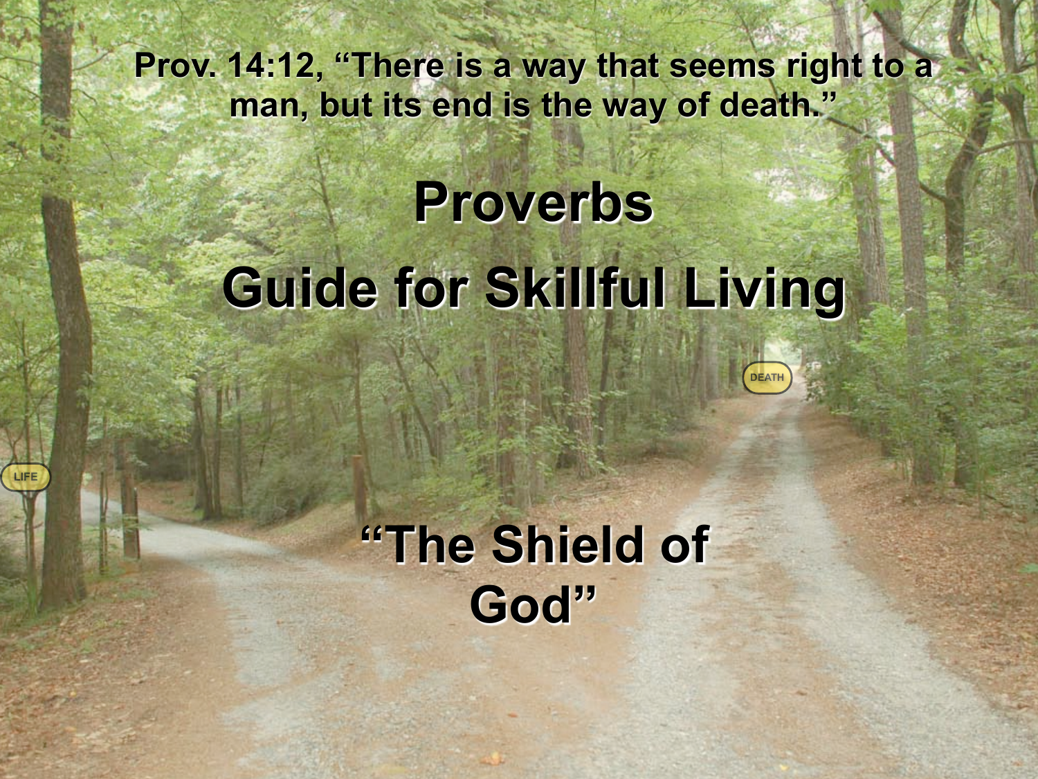Prov. 14:12, “There is a way that seems right to a man, but its end is the way of death.”

# Proverbs

# Guide for Skillful Living

DEATH

LIFE

## “The Shield of God”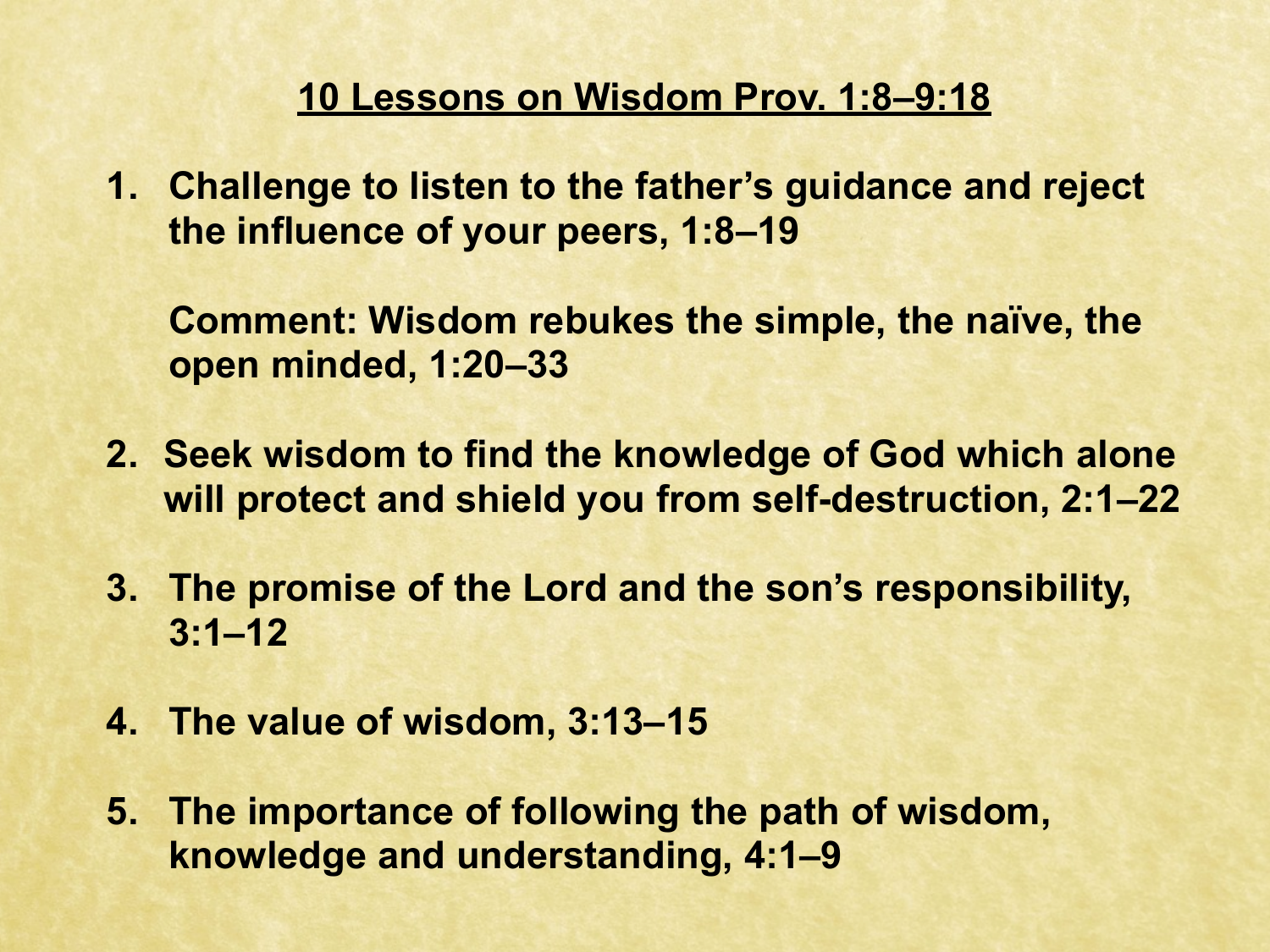## 10 Lessons on Wisdom Prov. 1:8–9:18

1. **Challenge to listen to the father's guidance and reject the influence of your peers, 1:8–19**

   **Comment: Wisdom rebukes the simple, the naïve, the open minded, 1:20–33**

2. **Seek wisdom to find the knowledge of God which alone will protect and shield you from self-destruction, 2:1–22**

3. **The promise of the Lord and the son's responsibility, 3:1–12**

4. **The value of wisdom, 3:13–15**

5. **The importance of following the path of wisdom, knowledge and understanding, 4:1–9**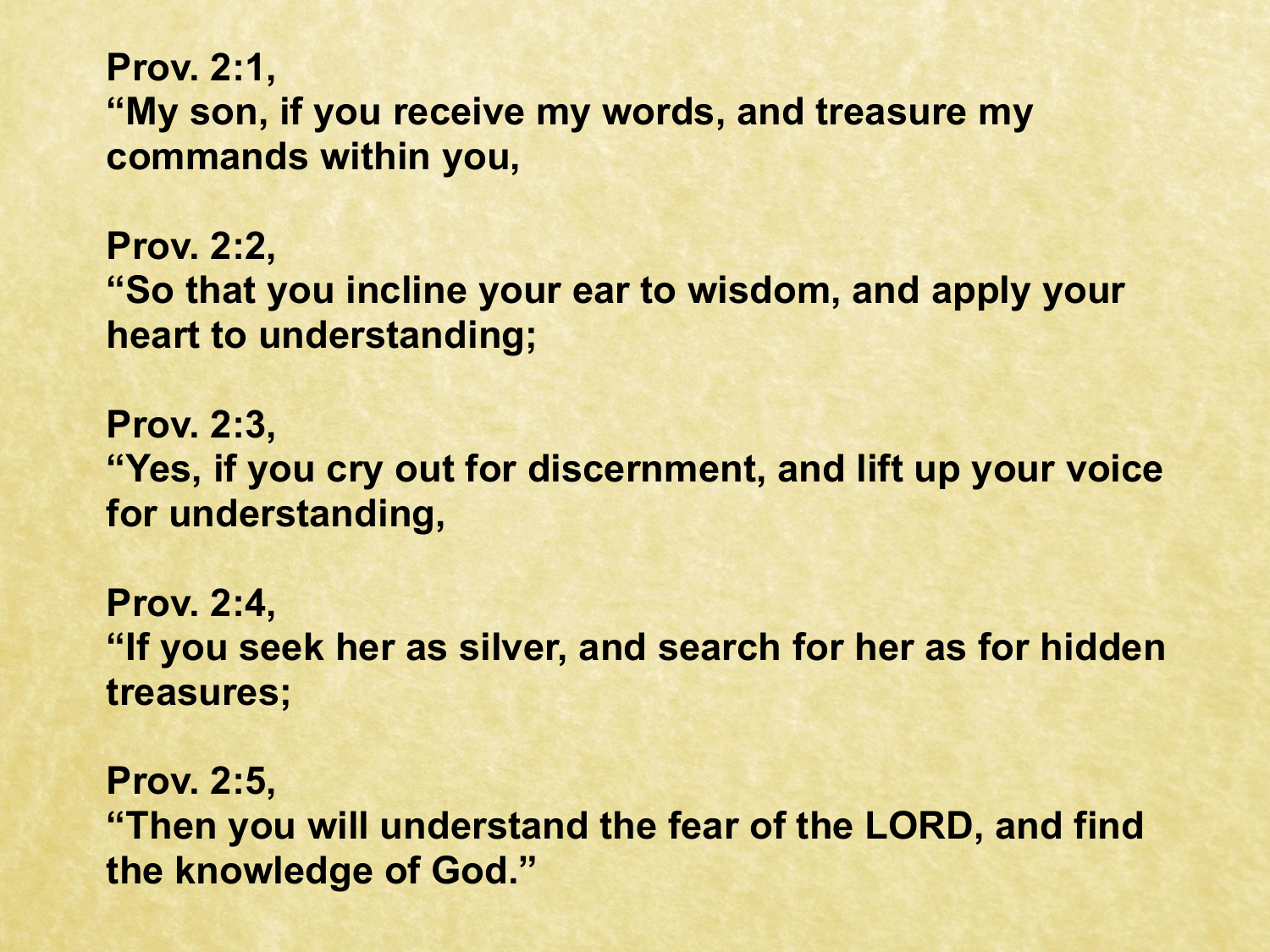**Prov. 2:1,**
**"My son, if you receive my words, and treasure my commands within you,**

**Prov. 2:2,**
**"So that you incline your ear to wisdom, and apply your heart to understanding;**

**Prov. 2:3,**
**"Yes, if you cry out for discernment, and lift up your voice for understanding,**

**Prov. 2:4,**
**"If you seek her as silver, and search for her as for hidden treasures;**

**Prov. 2:5,**
**"Then you will understand the fear of the LORD, and find the knowledge of God."**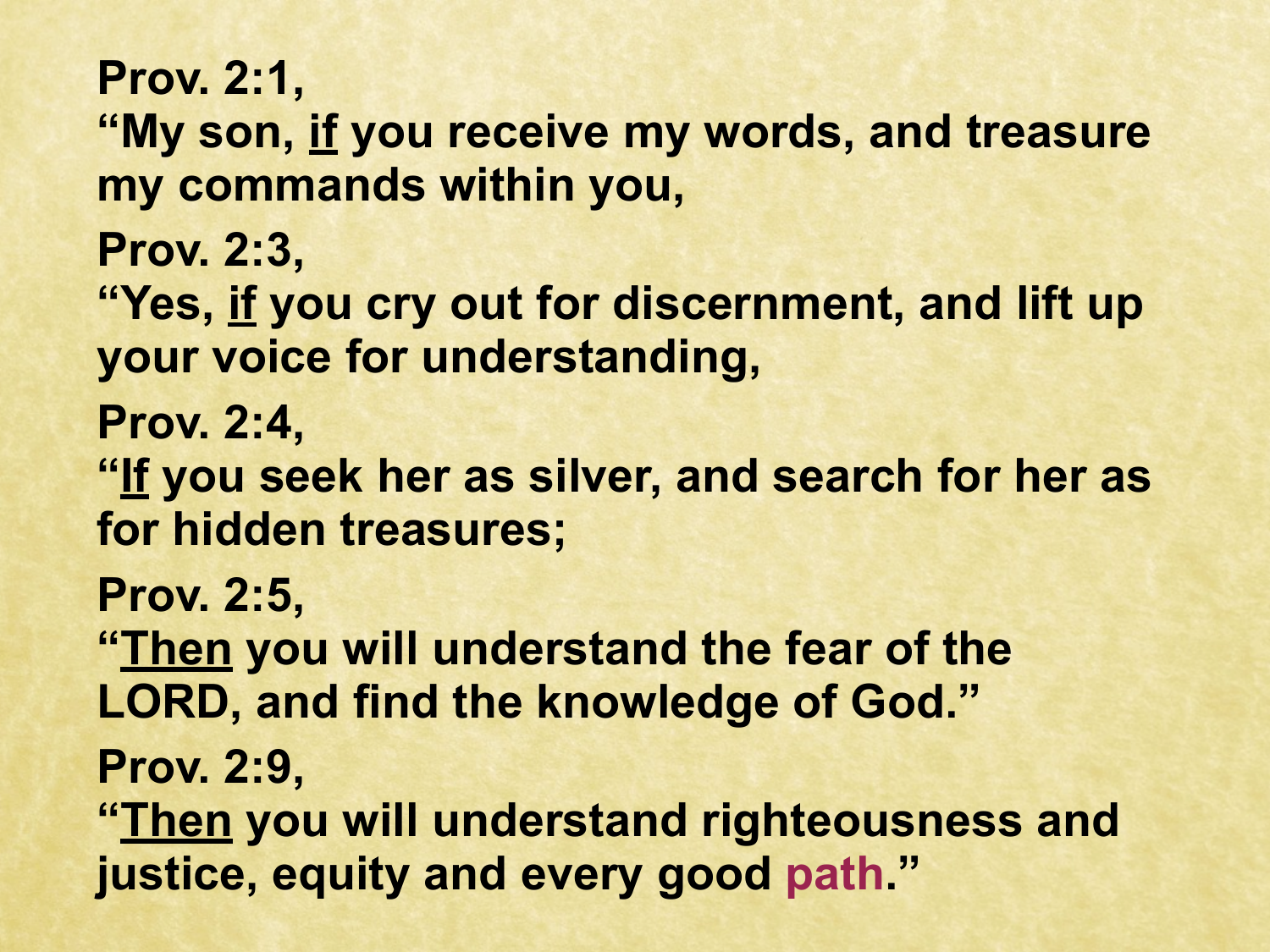**Prov. 2:1,**
**"My son, <u>if</u> you receive my words, and treasure my commands within you,**

**Prov. 2:3,**
**"Yes, <u>if</u> you cry out for discernment, and lift up your voice for understanding,**

**Prov. 2:4,**
**"<u>If</u> you seek her as silver, and search for her as for hidden treasures;**

**Prov. 2:5,**
**"<u>Then</u> you will understand the fear of the LORD, and find the knowledge of God."**

**Prov. 2:9,**
**"<u>Then</u> you will understand righteousness and justice, equity and every good path."**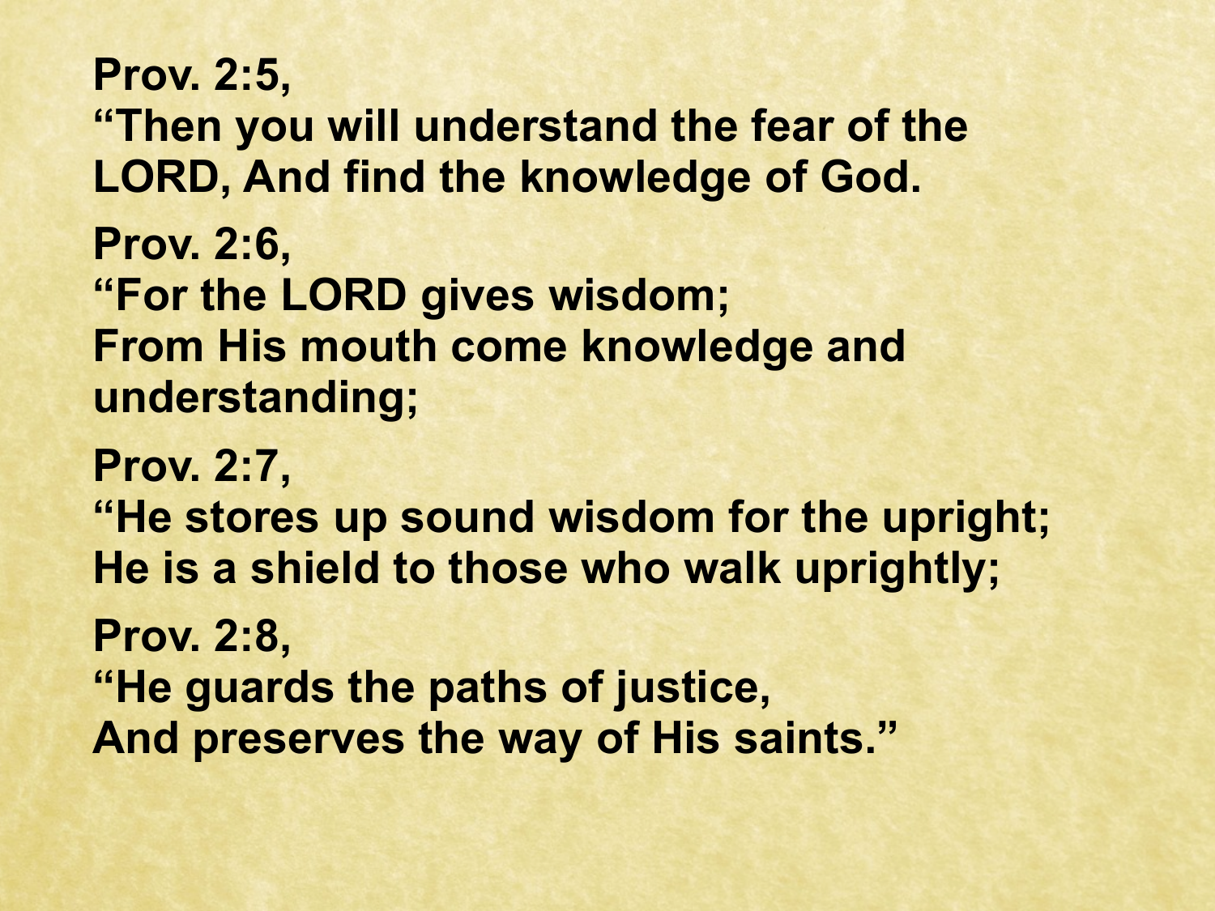**Prov. 2:5,**
**"Then you will understand the fear of the LORD, And find the knowledge of God.**

**Prov. 2:6,**
**"For the LORD gives wisdom;**
**From His mouth come knowledge and understanding;**

**Prov. 2:7,**
**"He stores up sound wisdom for the upright;**
**He is a shield to those who walk uprightly;**

**Prov. 2:8,**
**"He guards the paths of justice,**
**And preserves the way of His saints."**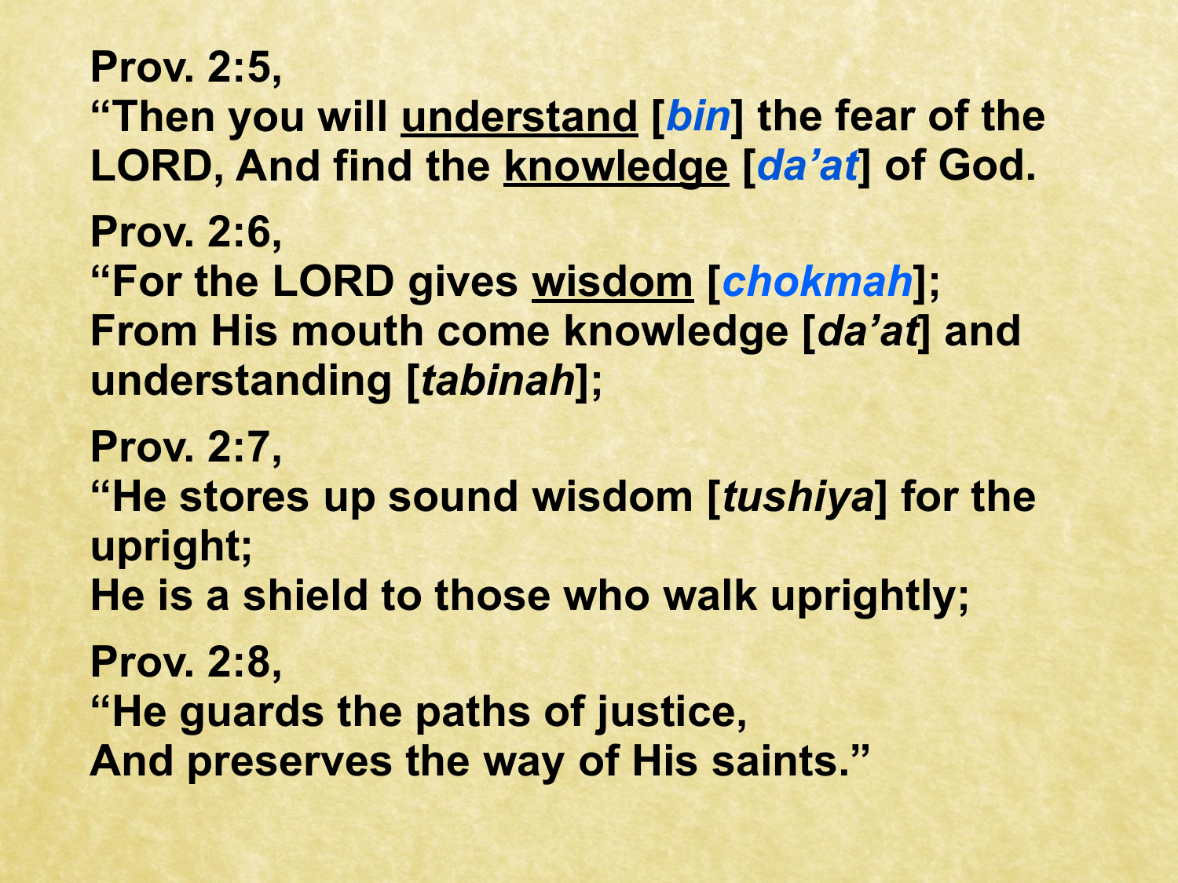**Prov. 2:5,**
**"Then you will <u>understand</u> [*bin*] the fear of the LORD, And find the <u>knowledge</u> [*da'at*] of God.**

**Prov. 2:6,**
**"For the LORD gives <u>wisdom</u> [*chokmah*];**
**From His mouth come knowledge [*da'at*] and understanding [*tabinah*];**

**Prov. 2:7,**
**"He stores up sound wisdom [*tushiya*] for the upright;**
**He is a shield to those who walk uprightly;**

**Prov. 2:8,**
**"He guards the paths of justice,**
**And preserves the way of His saints."**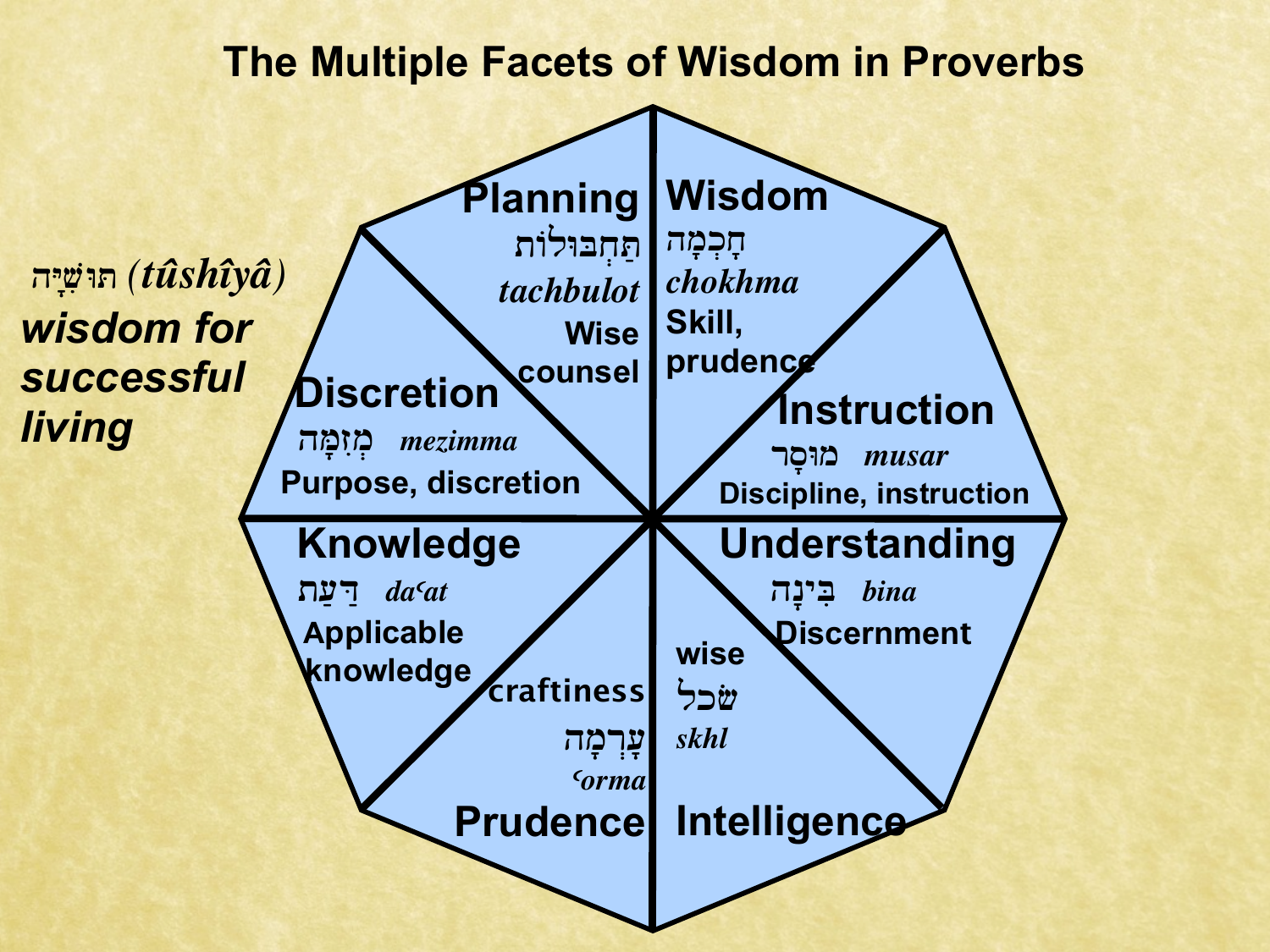# The Multiple Facets of Wisdom in Proverbs

תּוּשִׁיָּה *(tûshîyâ)*
***wisdom for successful living***

**Planning**
תַּחְבּוּלוֹת *tachbulot*
**Wise counsel**

**Wisdom**
חָכְמָה *chokhma*
**Skill, prudence**

**Instruction**
מוּסָר *musar*
**Discipline, instruction**

**Understanding**
בִּינָה *bina*
**Discernment**

**Intelligence**
**wise**
שׂכל *skhl*

**Prudence**
**craftiness**
עָרְמָה *ʿorma*

**Knowledge**
דַּעַת *daʿat*
**Applicable knowledge**

**Discretion**
מְזִמָּה *mezimma*
**Purpose, discretion**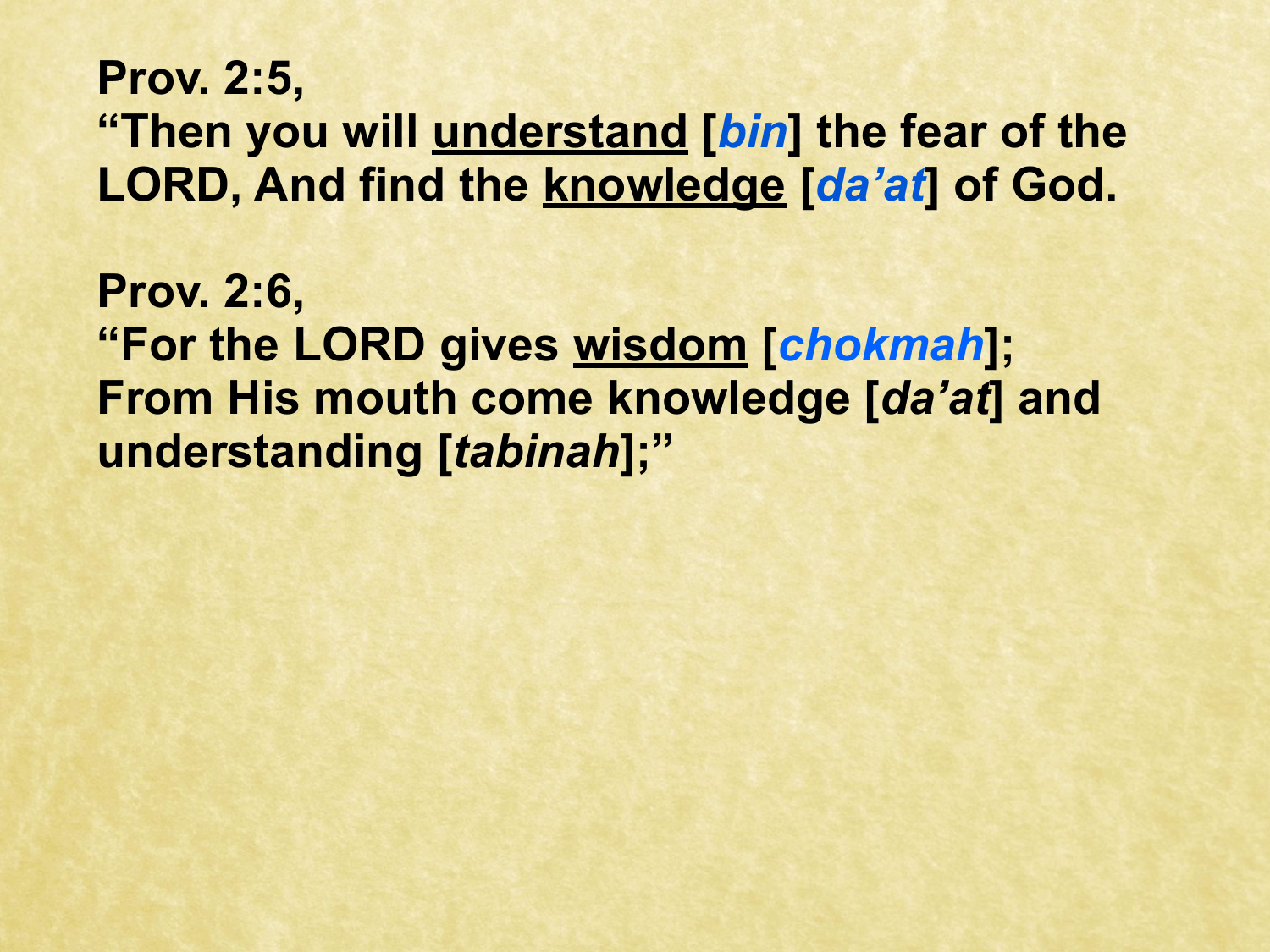**Prov. 2:5,**
**“Then you will <u>understand</u> [*bin*] the fear of the LORD, And find the <u>knowledge</u> [*da’at*] of God.**

**Prov. 2:6,**
**“For the LORD gives <u>wisdom</u> [*chokmah*]; From His mouth come knowledge [*da’at*] and understanding [*tabinah*];”**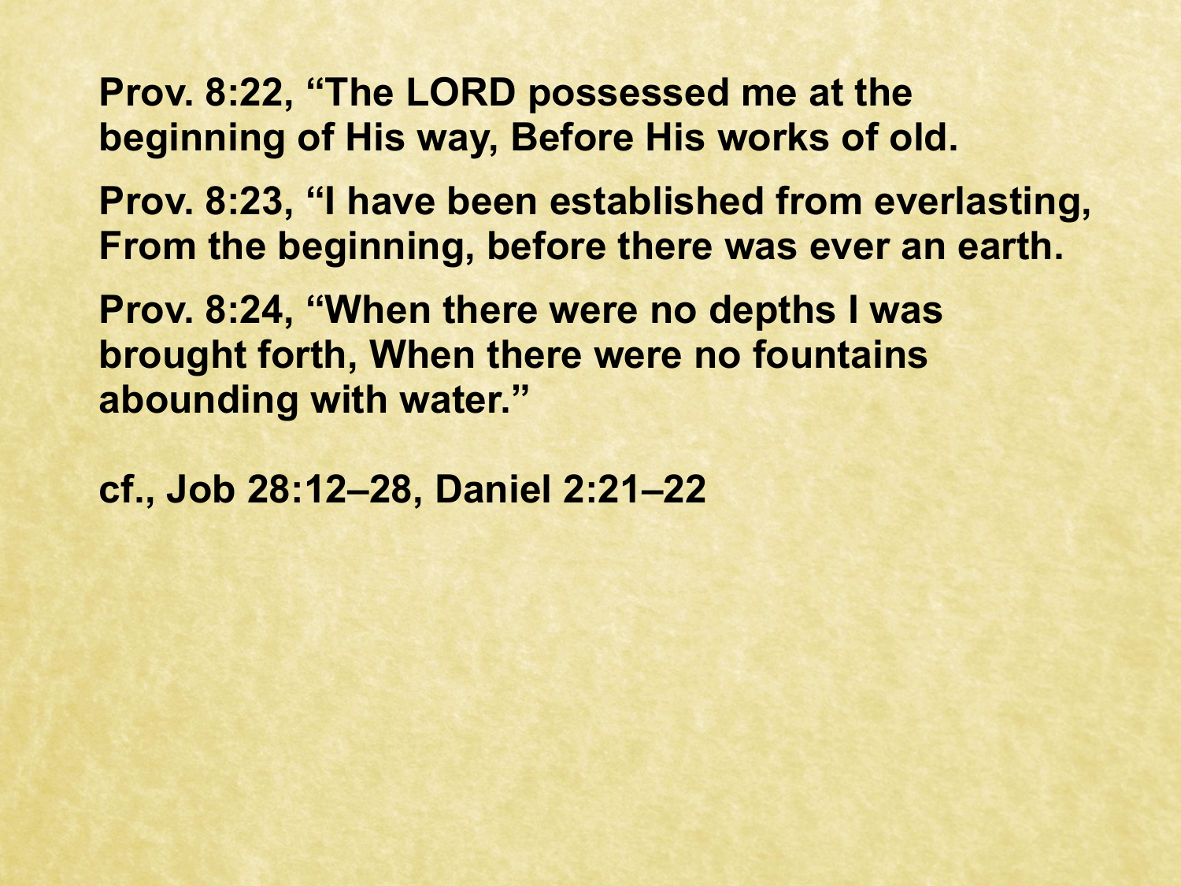**Prov. 8:22, “The LORD possessed me at the beginning of His way, Before His works of old.**

**Prov. 8:23, “I have been established from everlasting, From the beginning, before there was ever an earth.**

**Prov. 8:24, “When there were no depths I was brought forth, When there were no fountains abounding with water.”**

**cf., Job 28:12–28, Daniel 2:21–22**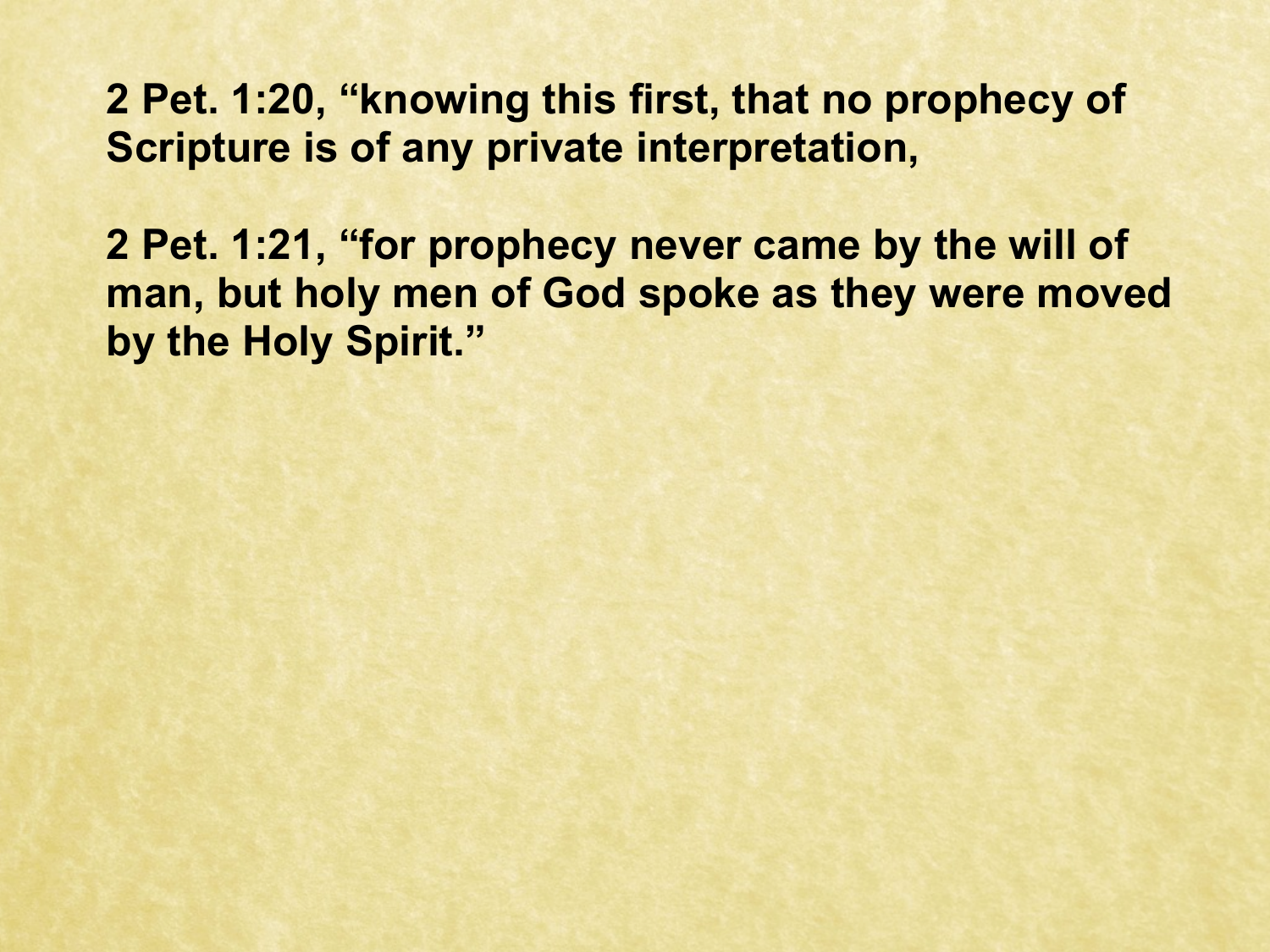**2 Pet. 1:20, “knowing this first, that no prophecy of Scripture is of any private interpretation,**

**2 Pet. 1:21, “for prophecy never came by the will of man, but holy men of God spoke as they were moved by the Holy Spirit.”**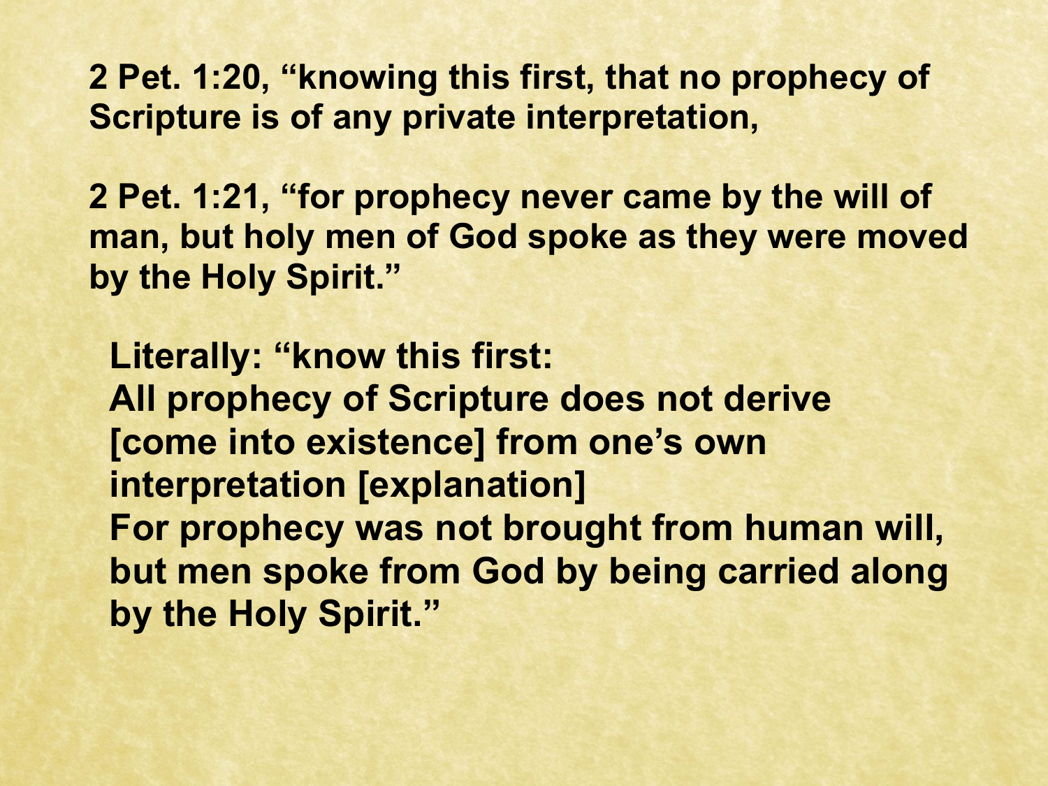**2 Pet. 1:20, “knowing this first, that no prophecy of Scripture is of any private interpretation,**

**2 Pet. 1:21, “for prophecy never came by the will of man, but holy men of God spoke as they were moved by the Holy Spirit.”**

**Literally: “know this first:**
**All prophecy of Scripture does not derive [come into existence] from one’s own interpretation [explanation]**
**For prophecy was not brought from human will, but men spoke from God by being carried along by the Holy Spirit.”**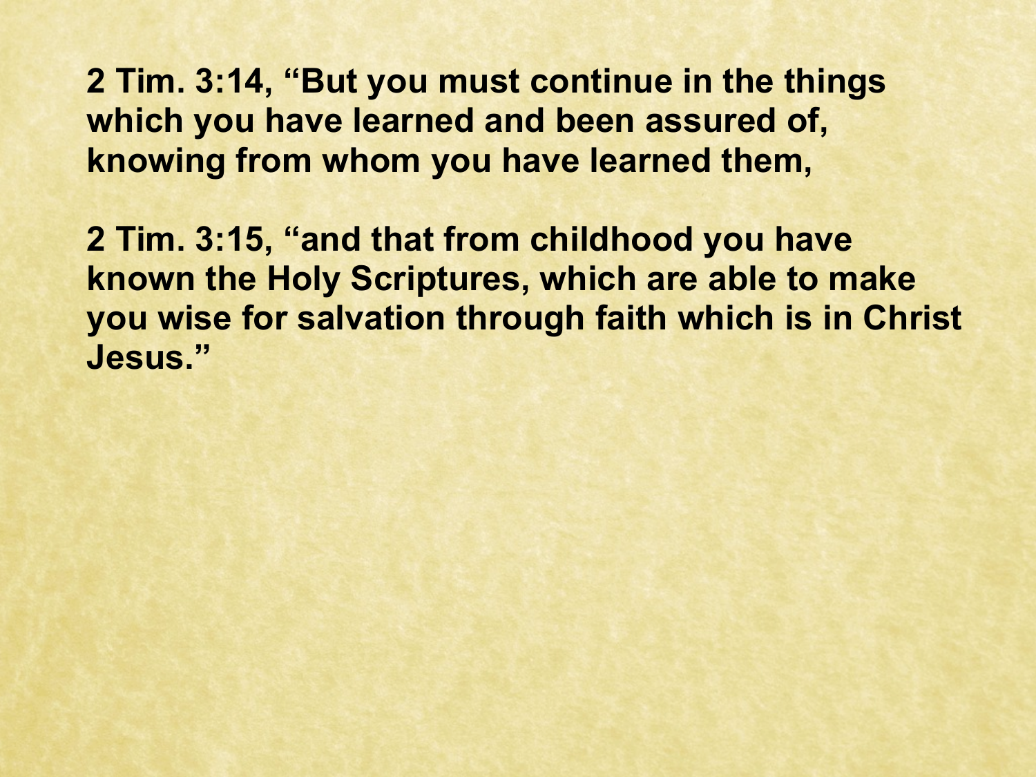**2 Tim. 3:14, "But you must continue in the things which you have learned and been assured of, knowing from whom you have learned them,**

**2 Tim. 3:15, "and that from childhood you have known the Holy Scriptures, which are able to make you wise for salvation through faith which is in Christ Jesus."**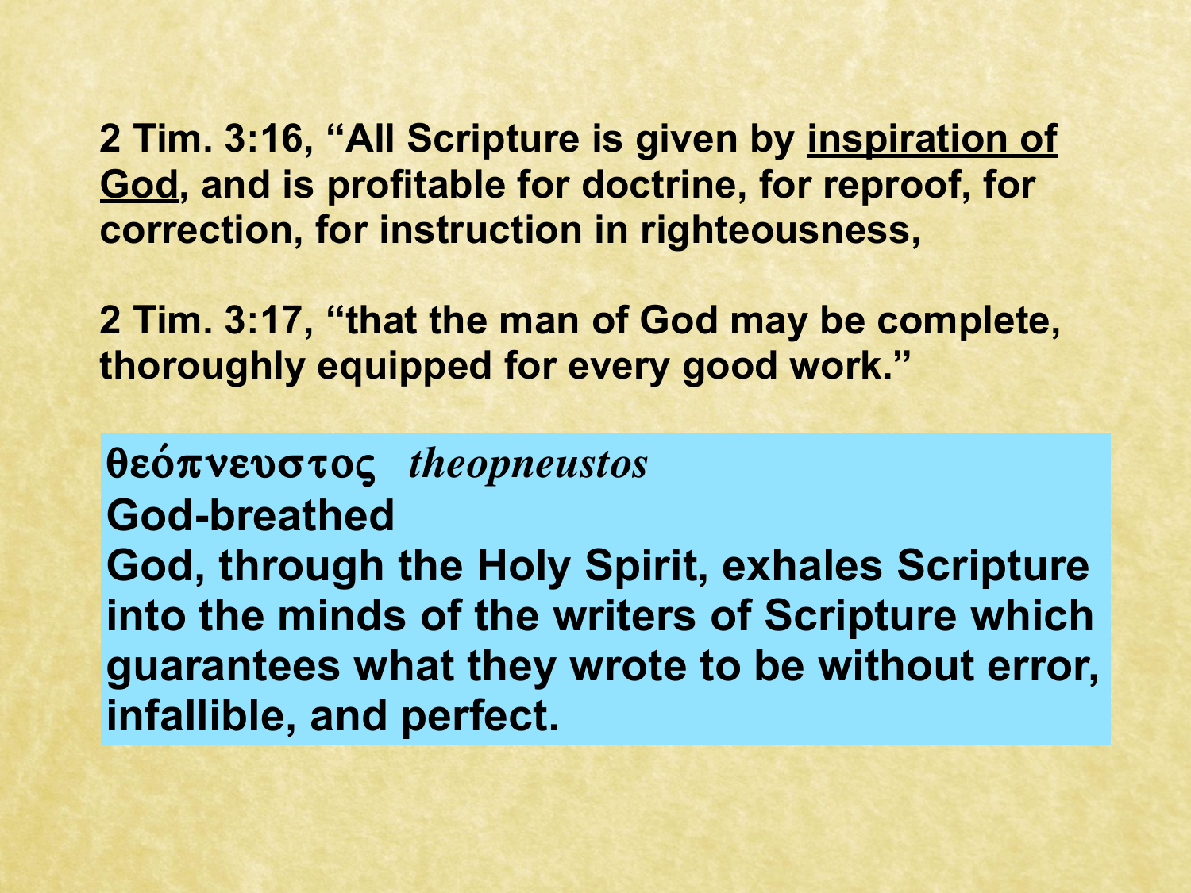**2 Tim. 3:16, “All Scripture is given by <u>inspiration of God</u>, and is profitable for doctrine, for reproof, for correction, for instruction in righteousness,**

**2 Tim. 3:17, “that the man of God may be complete, thoroughly equipped for every good work.”**

**θεόπνευστος** *theopneustos*
**God-breathed**
**God, through the Holy Spirit, exhales Scripture into the minds of the writers of Scripture which guarantees what they wrote to be without error, infallible, and perfect.**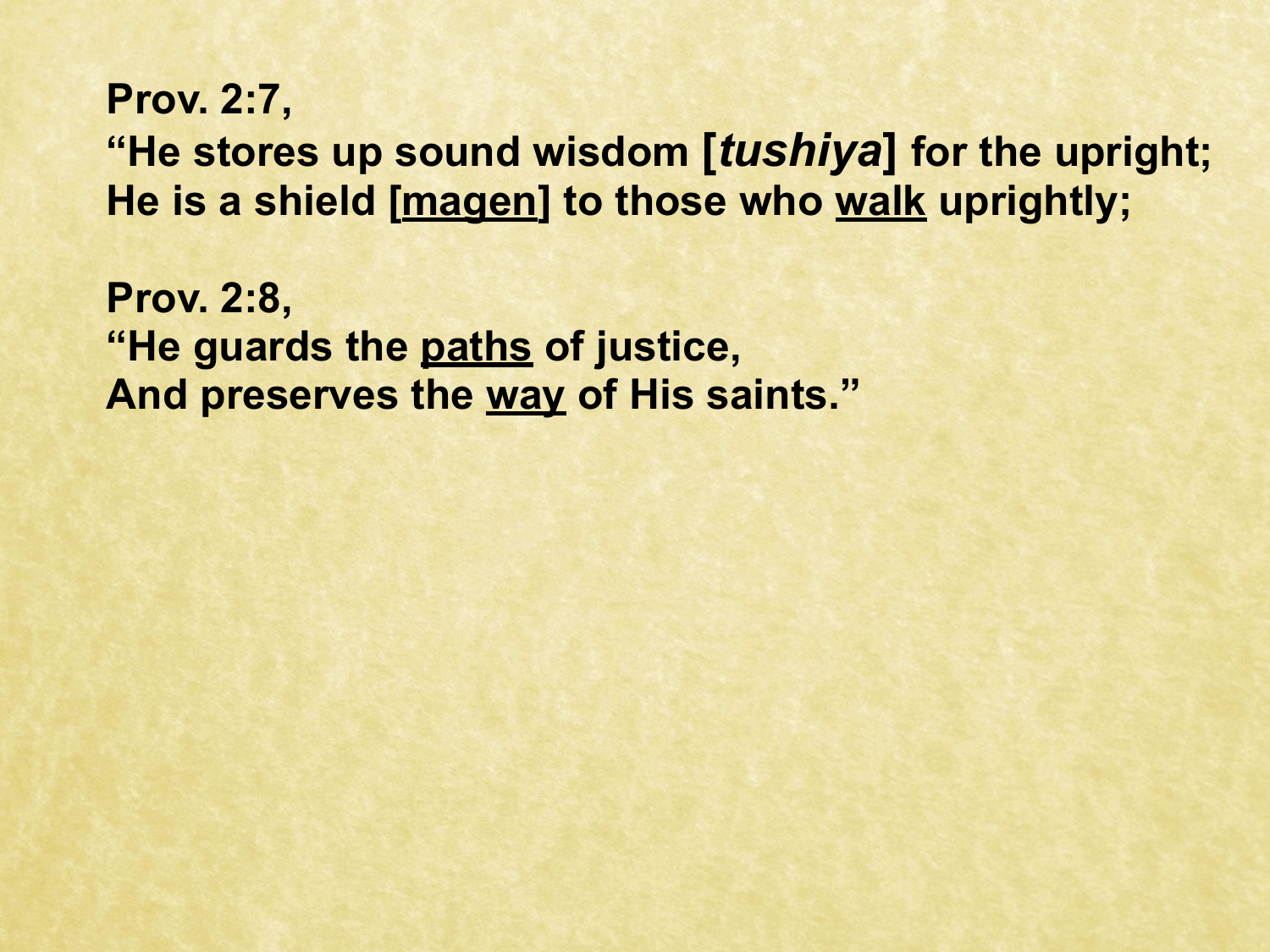**Prov. 2:7,**
**"He stores up sound wisdom [*tushiya*] for the upright;**
**He is a shield [<u>magen</u>] to those who <u>walk</u> uprightly;**

**Prov. 2:8,**
**"He guards the <u>paths</u> of justice,**
**And preserves the <u>way</u> of His saints."**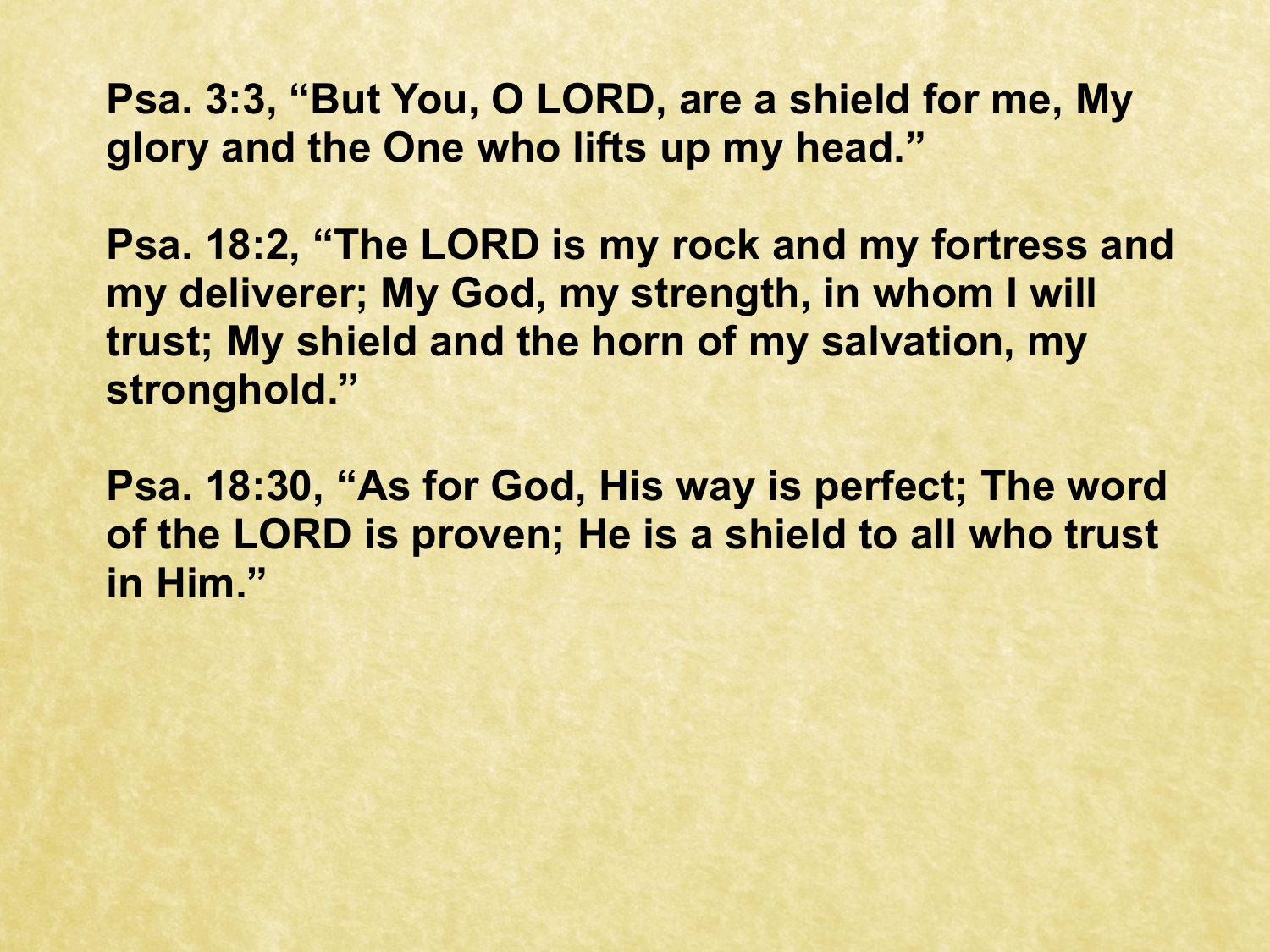**Psa. 3:3, “But You, O LORD, are a shield for me, My glory and the One who lifts up my head.”**

**Psa. 18:2, “The LORD is my rock and my fortress and my deliverer; My God, my strength, in whom I will trust; My shield and the horn of my salvation, my stronghold.”**

**Psa. 18:30, “As for God, His way is perfect; The word of the LORD is proven; He is a shield to all who trust in Him.”**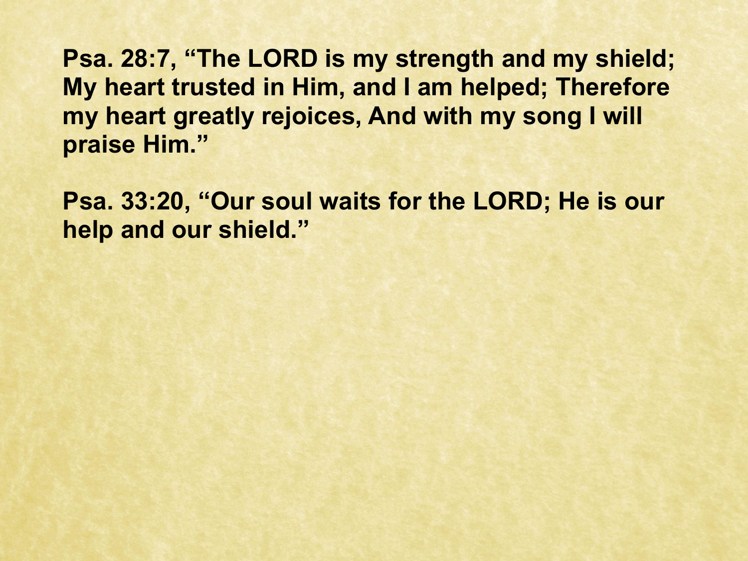**Psa. 28:7, “The LORD is my strength and my shield; My heart trusted in Him, and I am helped; Therefore my heart greatly rejoices, And with my song I will praise Him.”**

**Psa. 33:20, “Our soul waits for the LORD; He is our help and our shield.”**